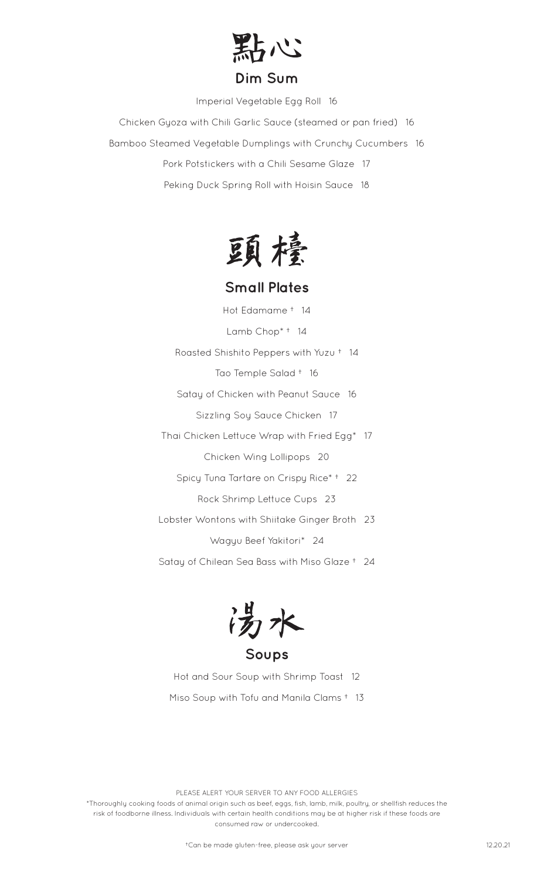# 點心

## Dim Sum

Imperial Vegetable Egg Roll 16

Chicken Gyoza with Chili Garlic Sauce (steamed or pan fried) 16

Bamboo Steamed Vegetable Dumplings with Crunchy Cucumbers 16

Pork Potstickers with a Chili Sesame Glaze 17

Peking Duck Spring Roll with Hoisin Sauce 18

# 頭檯

## Small Plates

Hot Edamame † 14

Lamb Chop* † 14

Roasted Shishito Peppers with Yuzu † 14

Tao Temple Salad † 16

Satay of Chicken with Peanut Sauce 16

Sizzling Soy Sauce Chicken 17

Thai Chicken Lettuce Wrap with Fried Egg* 17

Chicken Wing Lollipops 20

Spicy Tuna Tartare on Crispy Rice* † 22

Rock Shrimp Lettuce Cups 23

Lobster Wontons with Shiitake Ginger Broth 23

Wagyu Beef Yakitori* 24

Satay of Chilean Sea Bass with Miso Glaze † 24

# 湯水

## Soups

Hot and Sour Soup with Shrimp Toast 12

Miso Soup with Tofu and Manila Clams † 13

PLEASE ALERT YOUR SERVER TO ANY FOOD ALLERGIES

*Thoroughly cooking foods of animal origin such as beef, eggs, fish, lamb, milk, poultry, or shellfish reduces the risk of foodborne illness. Individuals with certain health conditions may be at higher risk if these foods are consumed raw or undercooked.

†Can be made gluten-free, please ask your server

12.20.21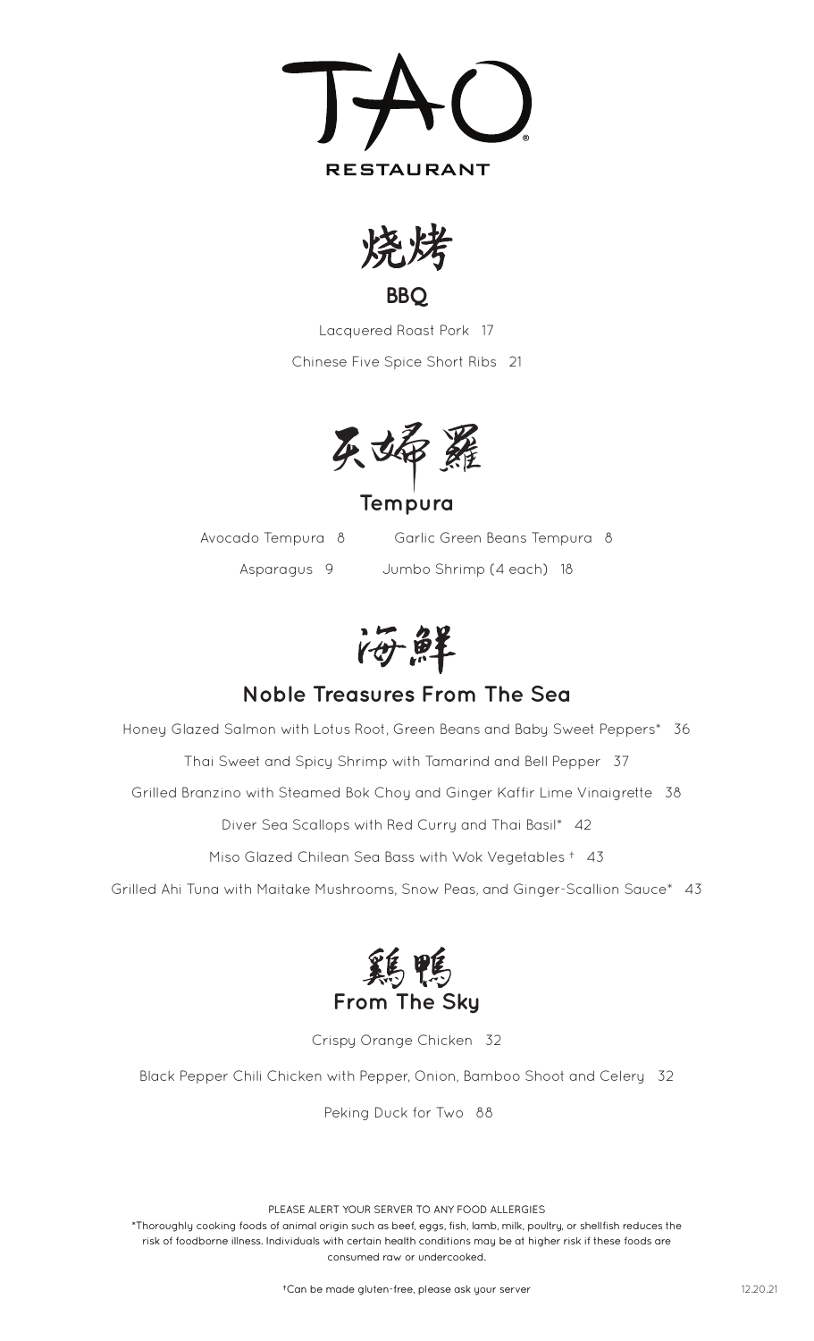# TAO

RESTAURANT

## 烧烤

## BBQ

Lacquered Roast Pork 17

Chinese Five Spice Short Ribs 21

## 天婦羅

## Tempura

Avocado Tempura 8

Garlic Green Beans Tempura 8

Asparagus 9

Jumbo Shrimp (4 each) 18

## 海鮮

## Noble Treasures From The Sea

Honey Glazed Salmon with Lotus Root, Green Beans and Baby Sweet Peppers* 36

Thai Sweet and Spicy Shrimp with Tamarind and Bell Pepper 37

Grilled Branzino with Steamed Bok Choy and Ginger Kaffir Lime Vinaigrette 38

Diver Sea Scallops with Red Curry and Thai Basil* 42

Miso Glazed Chilean Sea Bass with Wok Vegetables † 43

Grilled Ahi Tuna with Maitake Mushrooms, Snow Peas, and Ginger-Scallion Sauce* 43

## 鶏鴨

## From The Sky

Crispy Orange Chicken 32

Black Pepper Chili Chicken with Pepper, Onion, Bamboo Shoot and Celery 32

Peking Duck for Two 88

PLEASE ALERT YOUR SERVER TO ANY FOOD ALLERGIES

*Thoroughly cooking foods of animal origin such as beef, eggs, fish, lamb, milk, poultry, or shellfish reduces the risk of foodborne illness. Individuals with certain health conditions may be at higher risk if these foods are consumed raw or undercooked.

†Can be made gluten-free, please ask your server

12.20.21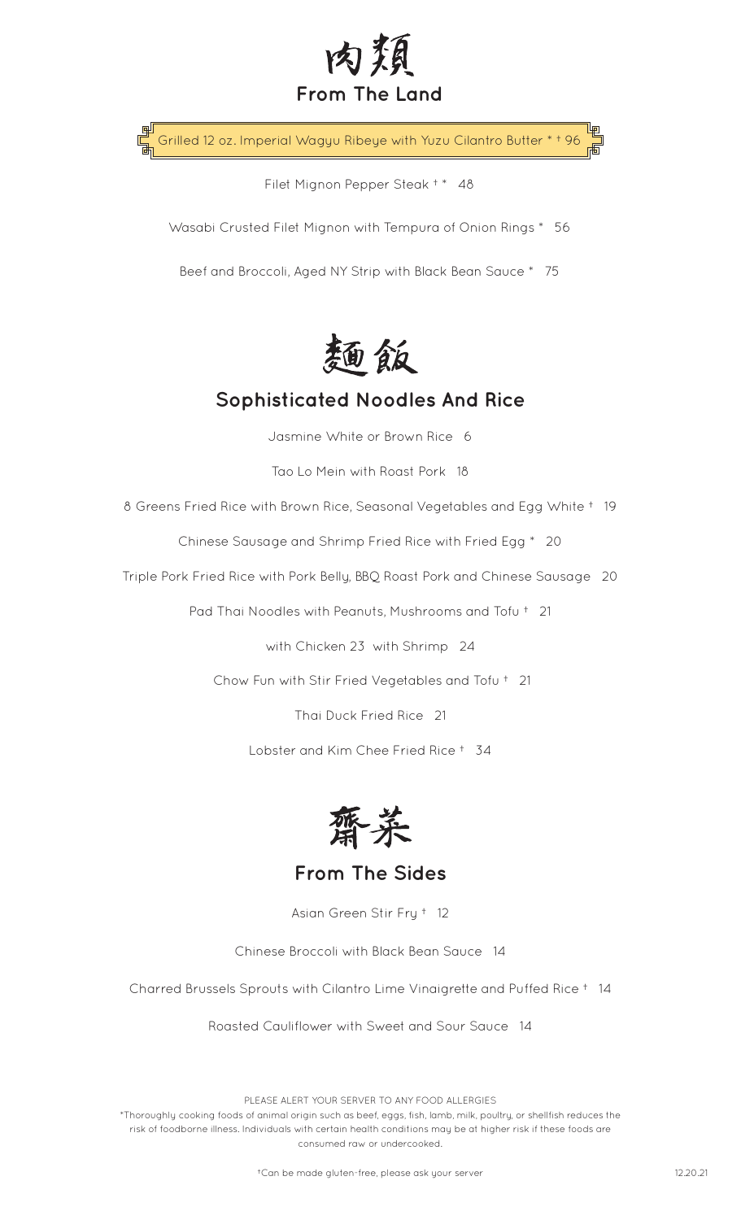# 肉類
## From The Land

Grilled 12 oz. Imperial Wagyu Ribeye with Yuzu Cilantro Butter * † 96

Filet Mignon Pepper Steak † * 48

Wasabi Crusted Filet Mignon with Tempura of Onion Rings * 56

Beef and Broccoli, Aged NY Strip with Black Bean Sauce * 75

# 麵飯
## Sophisticated Noodles And Rice

Jasmine White or Brown Rice 6

Tao Lo Mein with Roast Pork 18

8 Greens Fried Rice with Brown Rice, Seasonal Vegetables and Egg White † 19

Chinese Sausage and Shrimp Fried Rice with Fried Egg * 20

Triple Pork Fried Rice with Pork Belly, BBQ Roast Pork and Chinese Sausage 20

Pad Thai Noodles with Peanuts, Mushrooms and Tofu † 21

with Chicken 23 with Shrimp 24

Chow Fun with Stir Fried Vegetables and Tofu † 21

Thai Duck Fried Rice 21

Lobster and Kim Chee Fried Rice † 34

# 齋菜
## From The Sides

Asian Green Stir Fry † 12

Chinese Broccoli with Black Bean Sauce 14

Charred Brussels Sprouts with Cilantro Lime Vinaigrette and Puffed Rice † 14

Roasted Cauliflower with Sweet and Sour Sauce 14

PLEASE ALERT YOUR SERVER TO ANY FOOD ALLERGIES

*Thoroughly cooking foods of animal origin such as beef, eggs, fish, lamb, milk, poultry, or shellfish reduces the risk of foodborne illness. Individuals with certain health conditions may be at higher risk if these foods are consumed raw or undercooked.

†Can be made gluten-free, please ask your server

12.20.21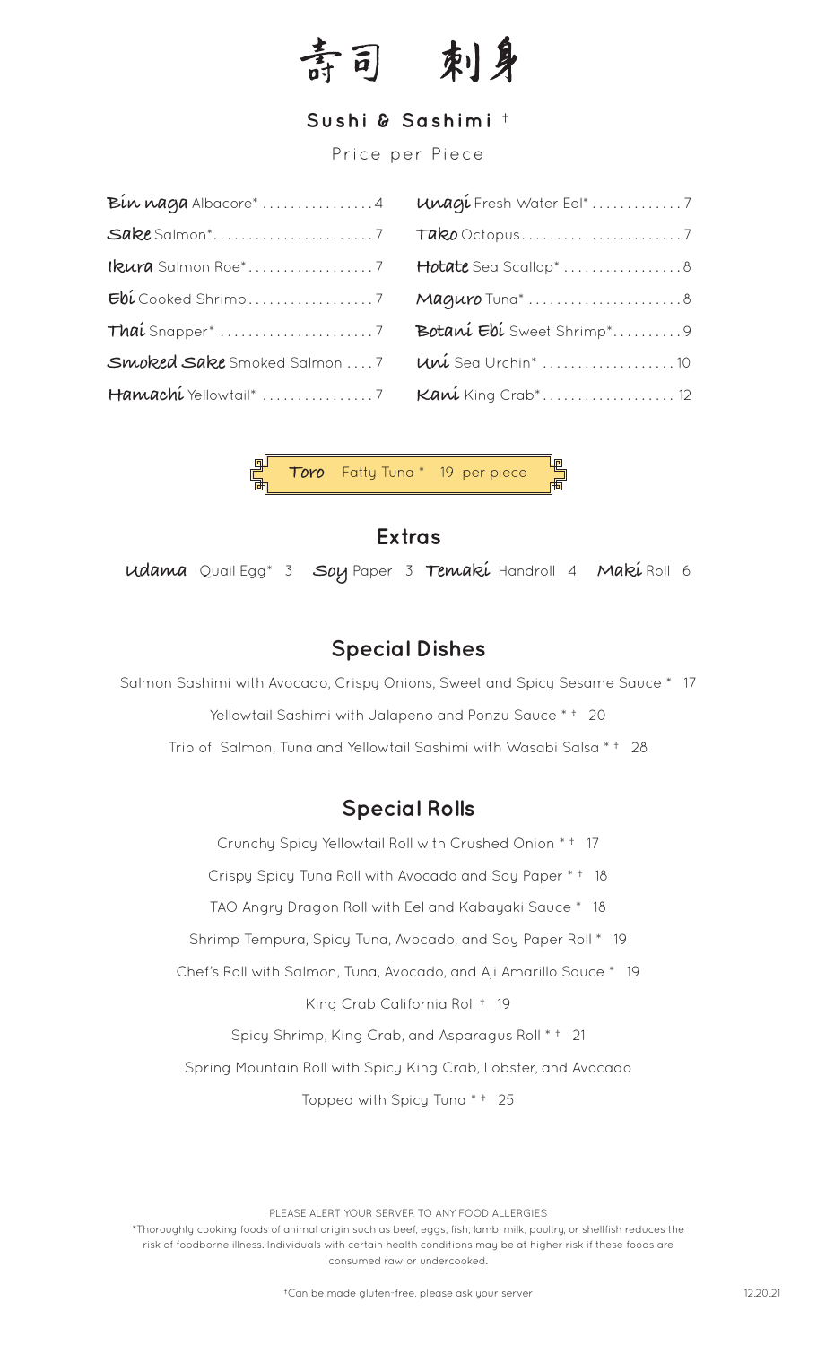# 壽司 刺身

## Sushi & Sashimi †

Price per Piece

| | |
|---|---|
| **Bin naga** Albacore* ....4 | **Unagi** Fresh Water Eel* ....7 |
| **Sake** Salmon* ....7 | **Tako** Octopus ....7 |
| **Ikura** Salmon Roe* ....7 | **Hotate** Sea Scallop* ....8 |
| **Ebi** Cooked Shrimp ....7 | **Maguro** Tuna* ....8 |
| **Thai** Snapper* ....7 | **Botani Ebi** Sweet Shrimp* ....9 |
| **Smoked Sake** Smoked Salmon ....7 | **Uni** Sea Urchin* ....10 |
| **Hamachi** Yellowtail* ....7 | **Kani** King Crab* ....12 |

**Toro** Fatty Tuna * 19 per piece

## Extras

**Udama** Quail Egg* 3 **Soy** Paper 3 **Temaki** Handroll 4 **Maki** Roll 6

## Special Dishes

Salmon Sashimi with Avocado, Crispy Onions, Sweet and Spicy Sesame Sauce * 17

Yellowtail Sashimi with Jalapeno and Ponzu Sauce * † 20

Trio of Salmon, Tuna and Yellowtail Sashimi with Wasabi Salsa * † 28

## Special Rolls

Crunchy Spicy Yellowtail Roll with Crushed Onion * † 17

Crispy Spicy Tuna Roll with Avocado and Soy Paper * † 18

TAO Angry Dragon Roll with Eel and Kabayaki Sauce * 18

Shrimp Tempura, Spicy Tuna, Avocado, and Soy Paper Roll * 19

Chef's Roll with Salmon, Tuna, Avocado, and Aji Amarillo Sauce * 19

King Crab California Roll † 19

Spicy Shrimp, King Crab, and Asparagus Roll * † 21

Spring Mountain Roll with Spicy King Crab, Lobster, and Avocado
Topped with Spicy Tuna * † 25

PLEASE ALERT YOUR SERVER TO ANY FOOD ALLERGIES

*Thoroughly cooking foods of animal origin such as beef, eggs, fish, lamb, milk, poultry, or shellfish reduces the risk of foodborne illness. Individuals with certain health conditions may be at higher risk if these foods are consumed raw or undercooked.

†Can be made gluten-free, please ask your server

12.20.21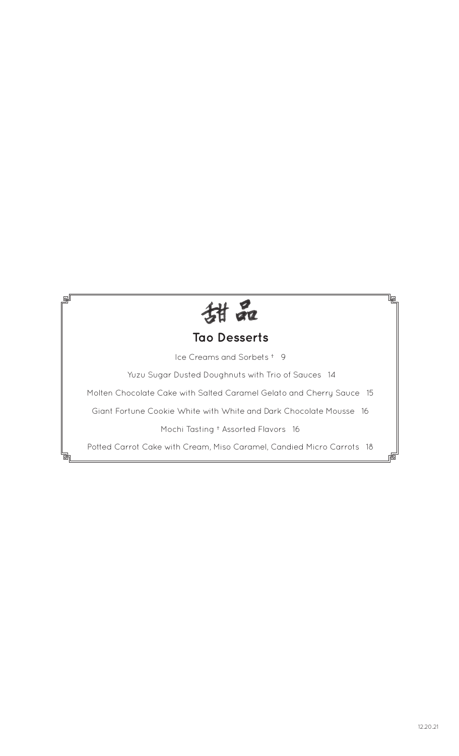# 甜品

## Tao Desserts

Ice Creams and Sorbets † 9

Yuzu Sugar Dusted Doughnuts with Trio of Sauces 14

Molten Chocolate Cake with Salted Caramel Gelato and Cherry Sauce 15

Giant Fortune Cookie White with White and Dark Chocolate Mousse 16

Mochi Tasting † Assorted Flavors 16

Potted Carrot Cake with Cream, Miso Caramel, Candied Micro Carrots 18

12.20.21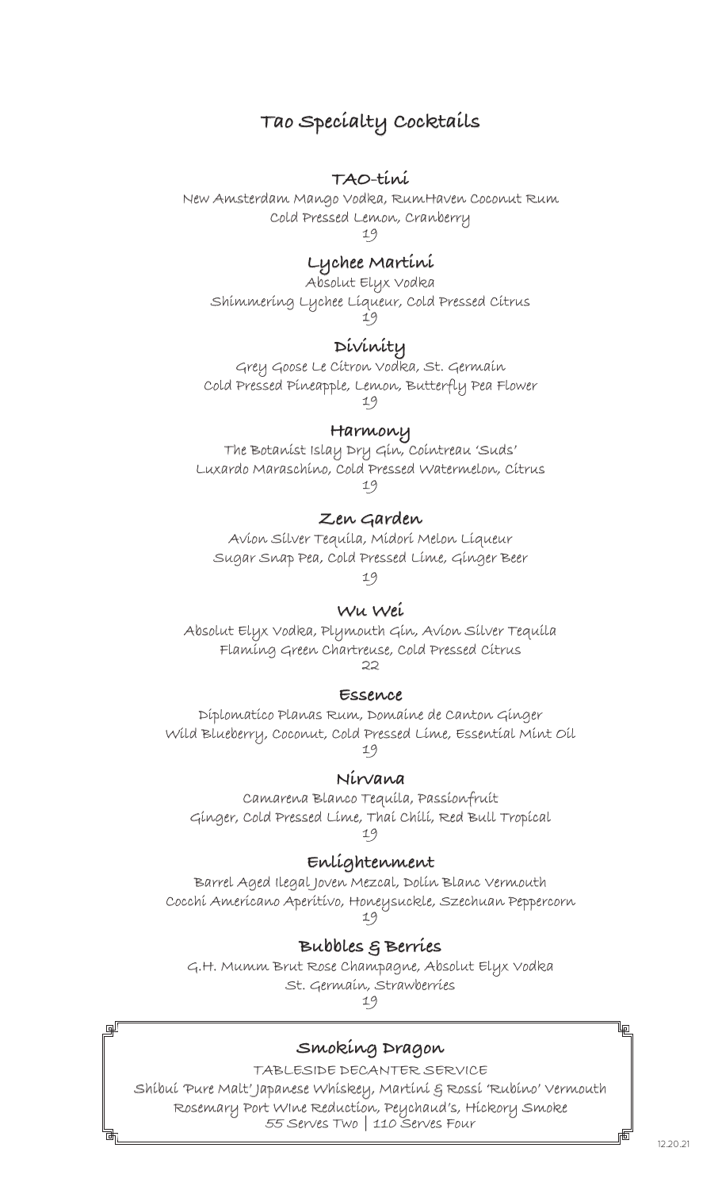# Tao Specialty Cocktails

### TAO-tini

New Amsterdam Mango Vodka, RumHaven Coconut Rum
Cold Pressed Lemon, Cranberry
19

### Lychee Martini

Absolut Elyx Vodka
Shimmering Lychee Liqueur, Cold Pressed Citrus
19

### Divinity

Grey Goose Le Citron Vodka, St. Germain
Cold Pressed Pineapple, Lemon, Butterfly Pea Flower
19

### Harmony

The Botanist Islay Dry Gin, Cointreau 'Suds'
Luxardo Maraschino, Cold Pressed Watermelon, Citrus
19

### Zen Garden

Avion Silver Tequila, Midori Melon Liqueur
Sugar Snap Pea, Cold Pressed Lime, Ginger Beer
19

### Wu Wei

Absolut Elyx Vodka, Plymouth Gin, Avion Silver Tequila
Flaming Green Chartreuse, Cold Pressed Citrus
22

### Essence

Diplomatico Planas Rum, Domaine de Canton Ginger
Wild Blueberry, Coconut, Cold Pressed Lime, Essential Mint Oil
19

### Nirvana

Camarena Blanco Tequila, Passionfruit
Ginger, Cold Pressed Lime, Thai Chili, Red Bull Tropical
19

### Enlightenment

Barrel Aged Ilegal Joven Mezcal, Dolin Blanc Vermouth
Cocchi Americano Aperitivo, Honeysuckle, Szechuan Peppercorn
19

### Bubbles & Berries

G.H. Mumm Brut Rose Champagne, Absolut Elyx Vodka
St. Germain, Strawberries
19

### Smoking Dragon

TABLESIDE DECANTER SERVICE
Shibui 'Pure Malt' Japanese Whiskey, Martini & Rossi 'Rubino' Vermouth
Rosemary Port Wine Reduction, Peychaud's, Hickory Smoke
55 Serves Two | 110 Serves Four

12.20.21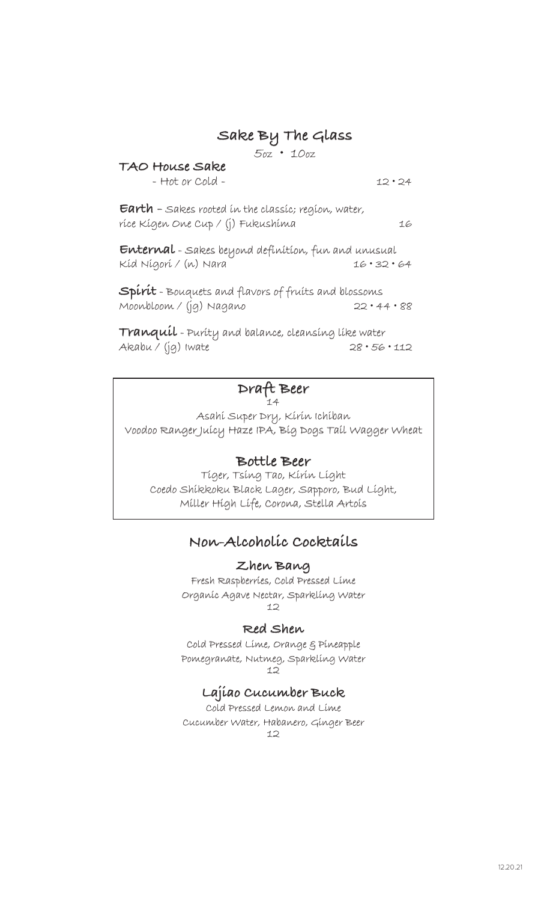# Sake By The Glass

*5oz • 10oz*

**TAO House Sake**
- Hot or Cold - 12 • 24

**Earth** – Sakes rooted in the classic; region, water, rice Kigen One Cup / (j) Fukushima 16

**Enternal** - Sakes beyond definition, fun and unusual
Kid Nigori / (n) Nara 16 • 32 • 64

**Spirit** - Bouquets and flavors of fruits and blossoms
Moonbloom / (jg) Nagano 22 • 44 • 88

**Tranquil** - Purity and balance, cleansing like water
Akabu / (jg) Iwate 28 • 56 • 112

## Draft Beer

14

Asahi Super Dry, Kirin Ichiban
Voodoo Ranger Juicy Haze IPA, Big Dogs Tail Wagger Wheat

## Bottle Beer

Tiger, Tsing Tao, Kirin Light
Coedo Shikkoku Black Lager, Sapporo, Bud Light,
Miller High Life, Corona, Stella Artois

# Non-Alcoholic Cocktails

### Zhen Bang

Fresh Raspberries, Cold Pressed Lime
Organic Agave Nectar, Sparkling Water
12

### Red Shen

Cold Pressed Lime, Orange & Pineapple
Pomegranate, Nutmeg, Sparkling Water
12

### Lajiao Cucumber Buck

Cold Pressed Lemon and Lime
Cucumber Water, Habanero, Ginger Beer
12

12.20.21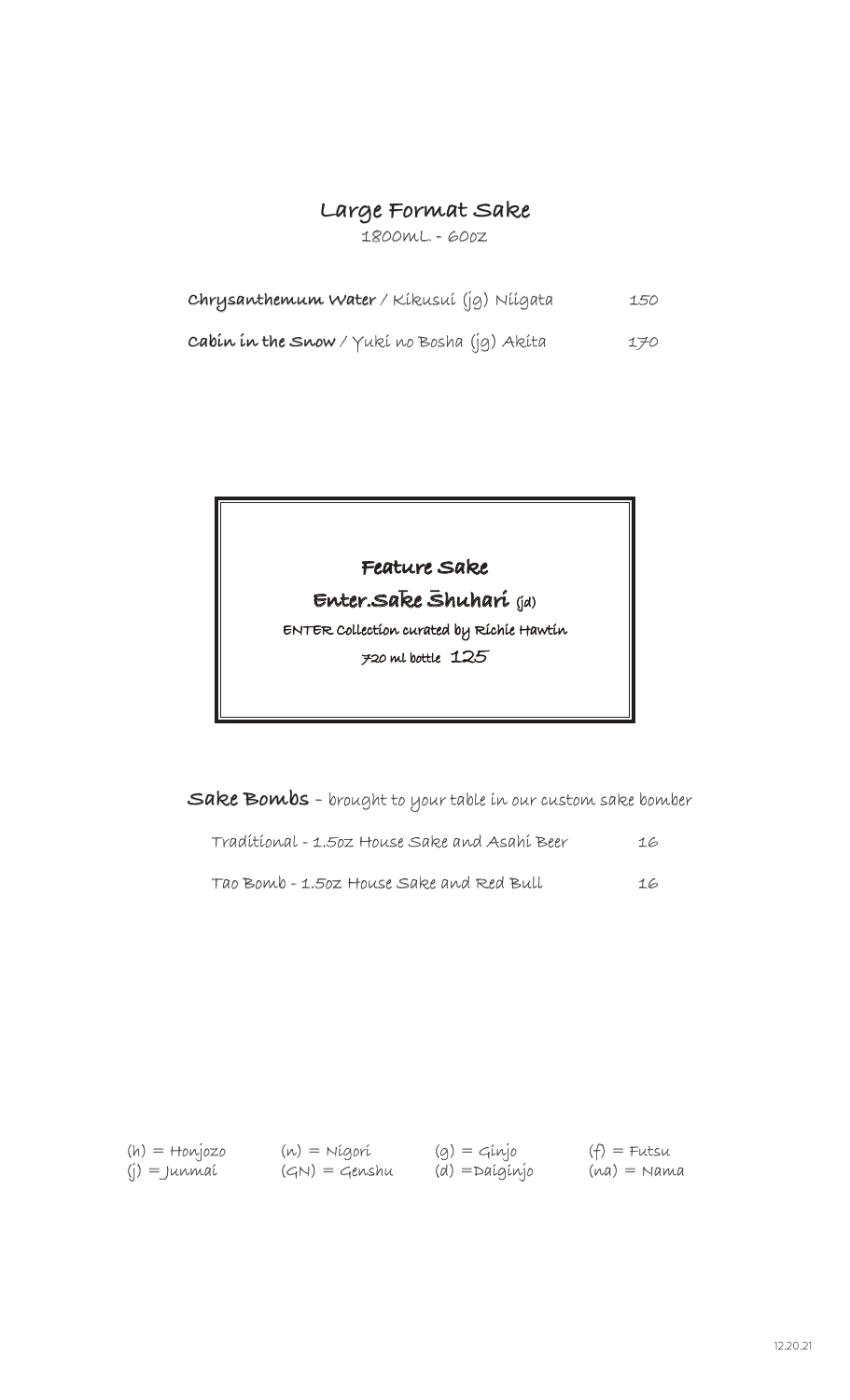## Large Format Sake

1800mL - 60oz

| | |
|---|---|
| **Chrysanthemum Water** / Kikusui (jg) Niigata | 150 |
| **Cabin in the Snow** / Yuki no Bosha (jg) Akita | 170 |

### Feature Sake

**Enter.Sake Shuhari** (jd)

ENTER Collection curated by Richie Hawtin

720 ml bottle 125

**Sake Bombs** – brought to your table in our custom sake bomber

| | |
|---|---|
| Traditional - 1.5oz House Sake and Asahi Beer | 16 |
| Tao Bomb - 1.5oz House Sake and Red Bull | 16 |

| | | | |
|---|---|---|---|
| (h) = Honjozo | (n) = Nigori | (g) = Ginjo | (f) = Futsu |
| (j) = Junmai | (GN) = Genshu | (d) = Daiginjo | (na) = Nama |

12.20.21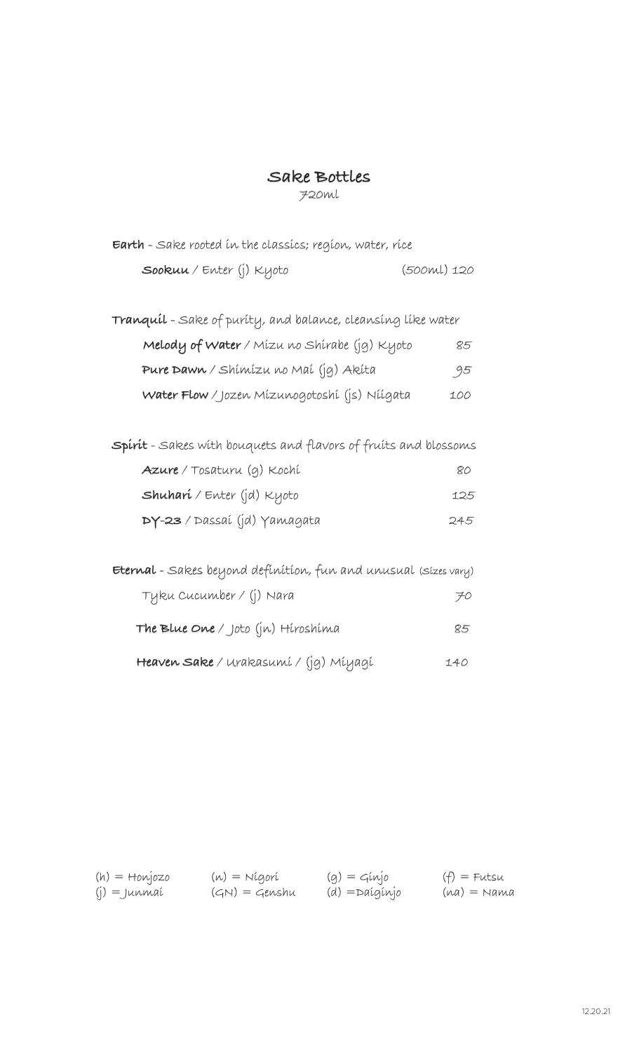# Sake Bottles

720ml

**Earth** - Sake rooted in the classics; region, water, rice

| | |
|---|---|
| **Sookuu** / Enter (j) Kyoto | (500ml) 120 |

**Tranquil** - Sake of purity, and balance, cleansing like water

| | |
|---|---|
| **Melody of Water** / Mizu no Shirabe (jg) Kyoto | 85 |
| **Pure Dawn** / Shimizu no Mai (jg) Akita | 95 |
| **Water Flow** / Jozen Mizunogotoshi (js) Niigata | 100 |

**Spirit** - Sakes with bouquets and flavors of fruits and blossoms

| | |
|---|---|
| **Azure** / Tosaturu (g) Kochi | 80 |
| **Shuhari** / Enter (jd) Kyoto | 125 |
| **DY-23** / Dassai (jd) Yamagata | 245 |

**Eternal** - Sakes beyond definition, fun and unusual (Sizes vary)

| | |
|---|---|
| Tyku Cucumber / (j) Nara | 70 |
| **The Blue One** / Joto (jn) Hiroshima | 85 |
| **Heaven Sake** / Urakasumi / (jg) Miyagi | 140 |

(h) = Honjozo
(j) = Junmai
(n) = Nigori
(GN) = Genshu
(g) = Ginjo
(d) =Daiginjo
(f) = Futsu
(na) = Nama

12.20.21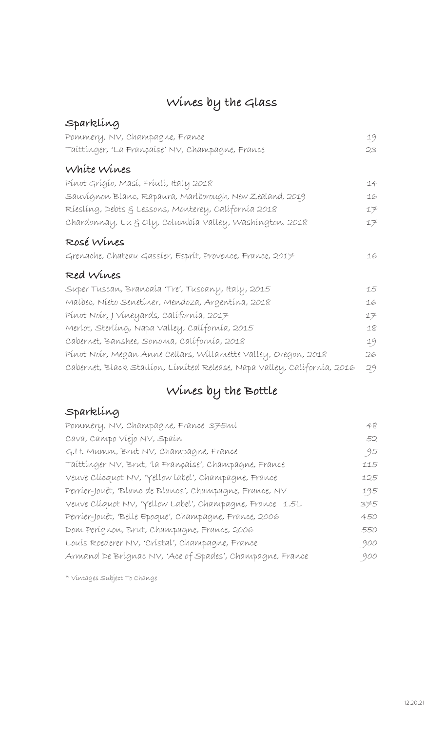# Wines by the Glass

## Sparkling

| | |
|---|---|
| Pommery, NV, Champagne, France | 19 |
| Taittinger, 'La Française' NV, Champagne, France | 23 |

## White Wines

| | |
|---|---|
| Pinot Grigio, Masi, Friuli, Italy 2018 | 14 |
| Sauvignon Blanc, Rapaura, Marlborough, New Zealand, 2019 | 16 |
| Riesling, Debts & Lessons, Monterey, California 2018 | 17 |
| Chardonnay, Lu & Oly, Columbia Valley, Washington, 2018 | 17 |

## Rosé Wines

| | |
|---|---|
| Grenache, Chateau Gassier, Esprit, Provence, France, 2017 | 16 |

## Red Wines

| | |
|---|---|
| Super Tuscan, Brancaia 'Tre', Tuscany, Italy, 2015 | 15 |
| Malbec, Nieto Senetiner, Mendoza, Argentina, 2018 | 16 |
| Pinot Noir, J Vineyards, California, 2017 | 17 |
| Merlot, Sterling, Napa Valley, California, 2015 | 18 |
| Cabernet, Banshee, Sonoma, California, 2018 | 19 |
| Pinot Noir, Megan Anne Cellars, Willamette Valley, Oregon, 2018 | 26 |
| Cabernet, Black Stallion, Limited Release, Napa Valley, California, 2016 | 29 |

# Wines by the Bottle

## Sparkling

| | |
|---|---|
| Pommery, NV, Champagne, France 375ml | 48 |
| Cava, Campo Viejo NV, Spain | 52 |
| G.H. Mumm, Brut NV, Champagne, France | 95 |
| Taittinger NV, Brut, 'la Française', Champagne, France | 115 |
| Veuve Clicquot NV, 'Yellow label', Champagne, France | 125 |
| Perrier-Jouët, 'Blanc de Blancs', Champagne, France, NV | 195 |
| Veuve Cliquot NV, 'Yellow Label', Champagne, France 1.5L | 375 |
| Perrier-Jouët, 'Belle Epoque', Champagne, France, 2006 | 450 |
| Dom Perignon, Brut, Champagne, France, 2006 | 550 |
| Louis Roederer NV, 'Cristal', Champagne, France | 900 |
| Armand De Brignac NV, 'Ace of Spades', Champagne, France | 900 |

* Vintages Subject To Change

12.20.21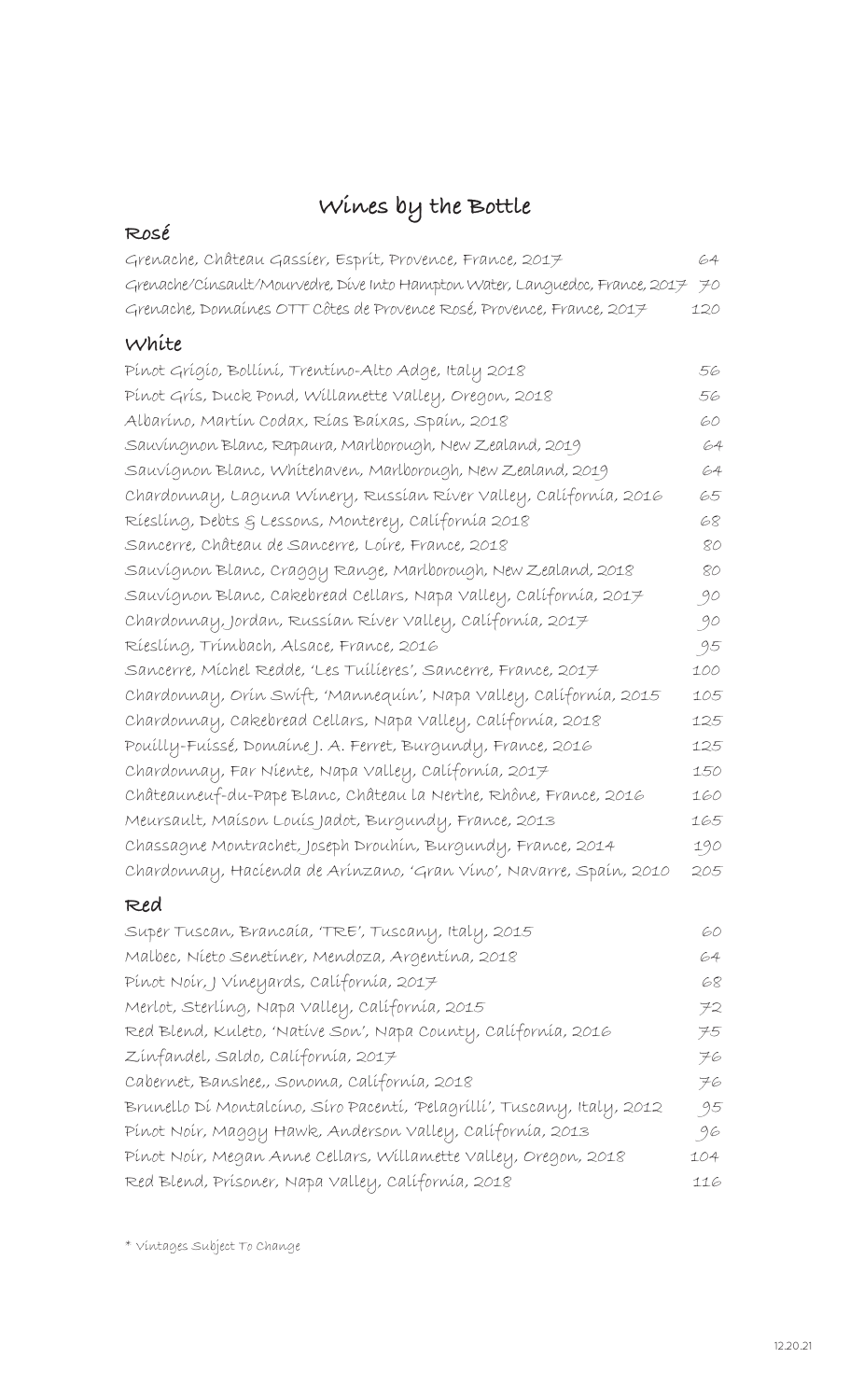# Wines by the Bottle

## Rosé

| Wine | Price |
|---|---|
| Grenache, Château Gassier, Esprit, Provence, France, 2017 | 64 |
| Grenache/Cinsault/Mourvedre, Dive Into Hampton Water, Languedoc, France, 2017 | 70 |
| Grenache, Domaines OTT Côtes de Provence Rosé, Provence, France, 2017 | 120 |

## White

| Wine | Price |
|---|---|
| Pinot Grigio, Bollini, Trentino-Alto Adge, Italy 2018 | 56 |
| Pinot Gris, Duck Pond, Willamette Valley, Oregon, 2018 | 56 |
| Albarino, Martin Codax, Rias Baixas, Spain, 2018 | 60 |
| Sauvingnon Blanc, Rapaura, Marlborough, New Zealand, 2019 | 64 |
| Sauvignon Blanc, Whitehaven, Marlborough, New Zealand, 2019 | 64 |
| Chardonnay, Laguna Winery, Russian River Valley, California, 2016 | 65 |
| Riesling, Debts & Lessons, Monterey, California 2018 | 68 |
| Sancerre, Château de Sancerre, Loire, France, 2018 | 80 |
| Sauvignon Blanc, Craggy Range, Marlborough, New Zealand, 2018 | 80 |
| Sauvignon Blanc, Cakebread Cellars, Napa Valley, California, 2017 | 90 |
| Chardonnay, Jordan, Russian River Valley, California, 2017 | 90 |
| Riesling, Trimbach, Alsace, France, 2016 | 95 |
| Sancerre, Michel Redde, 'Les Tuilieres', Sancerre, France, 2017 | 100 |
| Chardonnay, Orin Swift, 'Mannequin', Napa Valley, California, 2015 | 105 |
| Chardonnay, Cakebread Cellars, Napa Valley, California, 2018 | 125 |
| Pouilly-Fuissé, Domaine J. A. Ferret, Burgundy, France, 2016 | 125 |
| Chardonnay, Far Niente, Napa Valley, California, 2017 | 150 |
| Châteauneuf-du-Pape Blanc, Château la Nerthe, Rhône, France, 2016 | 160 |
| Meursault, Maison Louis Jadot, Burgundy, France, 2013 | 165 |
| Chassagne Montrachet, Joseph Drouhin, Burgundy, France, 2014 | 190 |
| Chardonnay, Hacienda de Arinzano, 'Gran Vino', Navarre, Spain, 2010 | 205 |

## Red

| Wine | Price |
|---|---|
| Super Tuscan, Brancaia, 'TRE', Tuscany, Italy, 2015 | 60 |
| Malbec, Nieto Senetiner, Mendoza, Argentina, 2018 | 64 |
| Pinot Noir, J Vineyards, California, 2017 | 68 |
| Merlot, Sterling, Napa Valley, California, 2015 | 72 |
| Red Blend, Kuleto, 'Native Son', Napa County, California, 2016 | 75 |
| Zinfandel, Saldo, California, 2017 | 76 |
| Cabernet, Banshee,, Sonoma, California, 2018 | 76 |
| Brunello Di Montalcino, Siro Pacenti, 'Pelagrilli', Tuscany, Italy, 2012 | 95 |
| Pinot Noir, Maggy Hawk, Anderson Valley, California, 2013 | 96 |
| Pinot Noir, Megan Anne Cellars, Willamette Valley, Oregon, 2018 | 104 |
| Red Blend, Prisoner, Napa Valley, California, 2018 | 116 |

* Vintages Subject To Change

12.20.21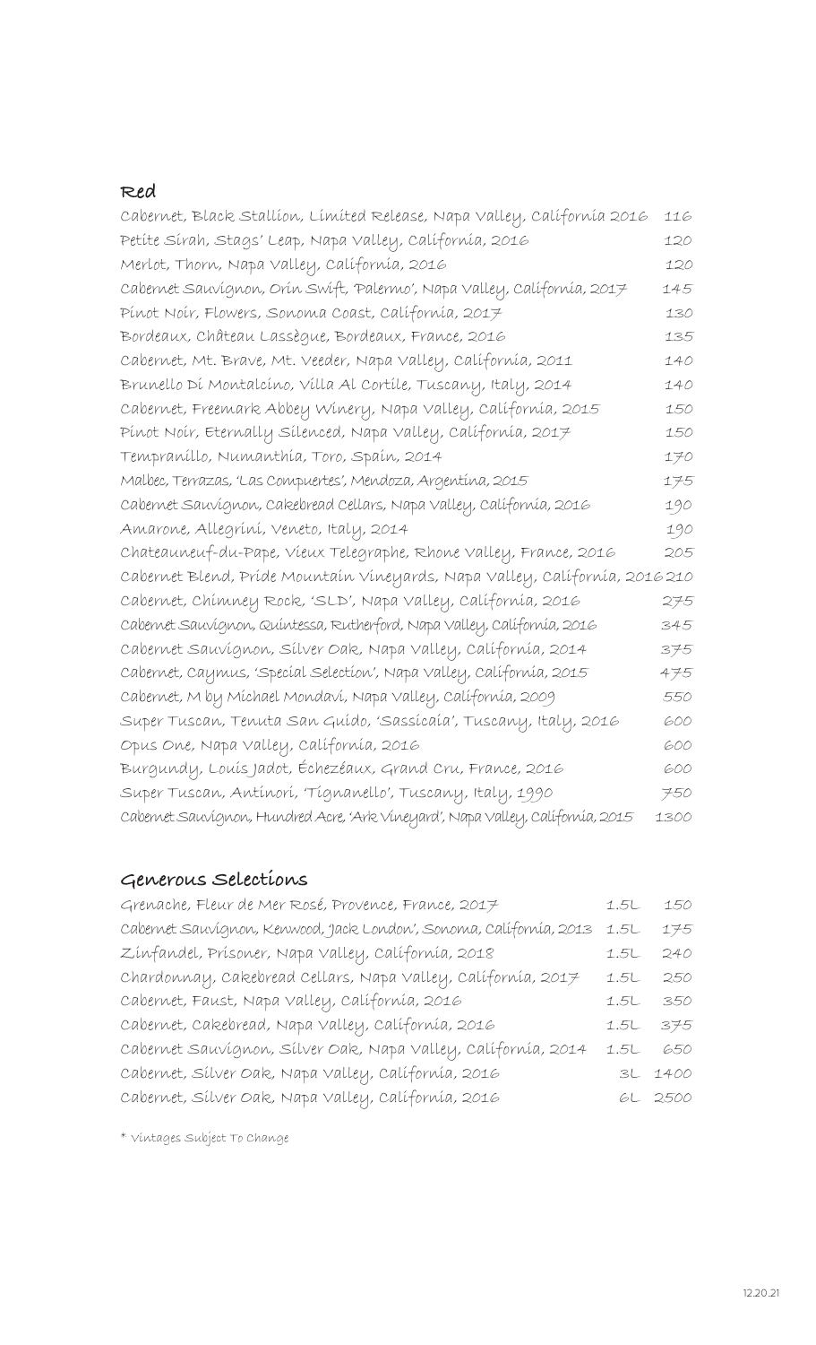## Red

| | |
|---|---|
| Cabernet, Black Stallion, Limited Release, Napa Valley, California 2016 | 116 |
| Petite Sirah, Stags' Leap, Napa Valley, California, 2016 | 120 |
| Merlot, Thorn, Napa Valley, California, 2016 | 120 |
| Cabernet Sauvignon, Orin Swift, 'Palermo', Napa Valley, California, 2017 | 145 |
| Pinot Noir, Flowers, Sonoma Coast, California, 2017 | 130 |
| Bordeaux, Château Lassègue, Bordeaux, France, 2016 | 135 |
| Cabernet, Mt. Brave, Mt. Veeder, Napa Valley, California, 2011 | 140 |
| Brunello Di Montalcino, Villa Al Cortile, Tuscany, Italy, 2014 | 140 |
| Cabernet, Freemark Abbey Winery, Napa Valley, California, 2015 | 150 |
| Pinot Noir, Eternally Silenced, Napa Valley, California, 2017 | 150 |
| Tempranillo, Numanthia, Toro, Spain, 2014 | 170 |
| Malbec, Terrazas, 'Las Compuertes', Mendoza, Argentina, 2015 | 175 |
| Cabernet Sauvignon, Cakebread Cellars, Napa Valley, California, 2016 | 190 |
| Amarone, Allegrini, Veneto, Italy, 2014 | 190 |
| Chateauneuf-du-Pape, Vieux Telegraphe, Rhone Valley, France, 2016 | 205 |
| Cabernet Blend, Pride Mountain Vineyards, Napa Valley, California, 2016 | 210 |
| Cabernet, Chimney Rock, 'SLD', Napa Valley, California, 2016 | 275 |
| Cabernet Sauvignon, Quintessa, Rutherford, Napa Valley, California, 2016 | 345 |
| Cabernet Sauvignon, Silver Oak, Napa Valley, California, 2014 | 375 |
| Cabernet, Caymus, 'Special Selection', Napa Valley, California, 2015 | 475 |
| Cabernet, M by Michael Mondavi, Napa Valley, California, 2009 | 550 |
| Super Tuscan, Tenuta San Guido, 'Sassicaia', Tuscany, Italy, 2016 | 600 |
| Opus One, Napa Valley, California, 2016 | 600 |
| Burgundy, Louis Jadot, Échezéaux, Grand Cru, France, 2016 | 600 |
| Super Tuscan, Antinori, 'Tignanello', Tuscany, Italy, 1990 | 750 |
| Cabernet Sauvignon, Hundred Acre, 'Ark Vineyard', Napa Valley, California, 2015 | 1300 |

## Generous Selections

| | | |
|---|---|---|
| Grenache, Fleur de Mer Rosé, Provence, France, 2017 | 1.5L | 150 |
| Cabernet Sauvignon, Kenwood, 'Jack London', Sonoma, California, 2013 | 1.5L | 175 |
| Zinfandel, Prisoner, Napa Valley, California, 2018 | 1.5L | 240 |
| Chardonnay, Cakebread Cellars, Napa Valley, California, 2017 | 1.5L | 250 |
| Cabernet, Faust, Napa Valley, California, 2016 | 1.5L | 350 |
| Cabernet, Cakebread, Napa Valley, California, 2016 | 1.5L | 375 |
| Cabernet Sauvignon, Silver Oak, Napa Valley, California, 2014 | 1.5L | 650 |
| Cabernet, Silver Oak, Napa Valley, California, 2016 | 3L | 1400 |
| Cabernet, Silver Oak, Napa Valley, California, 2016 | 6L | 2500 |

* Vintages Subject To Change

12.20.21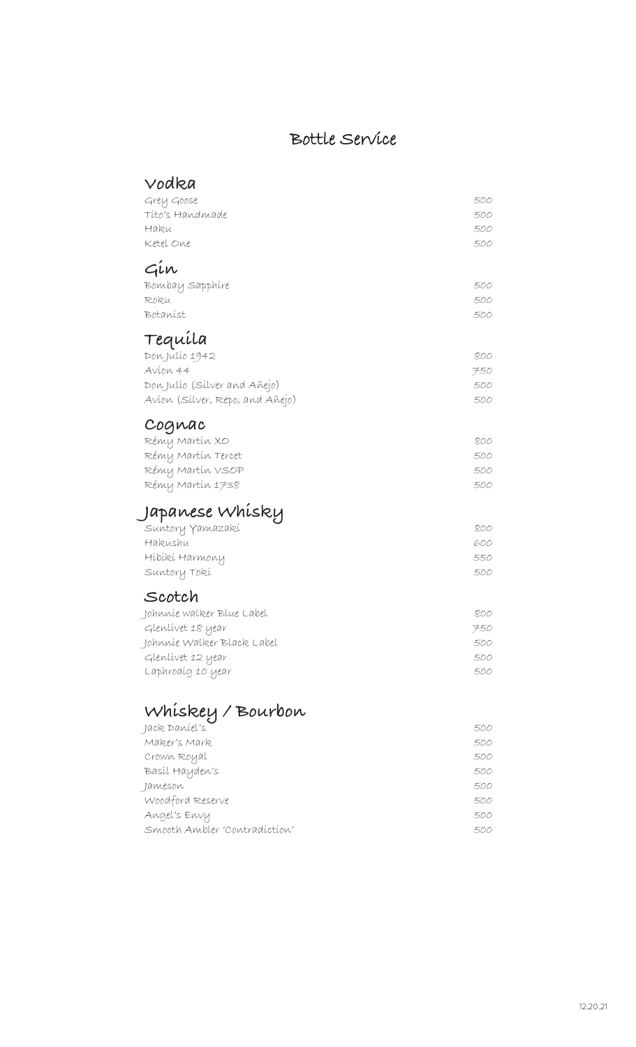# Bottle Service

## Vodka

| | |
|---|---|
| Grey Goose | 500 |
| Tito's Handmade | 500 |
| Haku | 500 |
| Ketel One | 500 |

## Gin

| | |
|---|---|
| Bombay Sapphire | 500 |
| Roku | 500 |
| Botanist | 500 |

## Tequila

| | |
|---|---|
| Don Julio 1942 | 800 |
| Avion 44 | 750 |
| Don Julio (Silver and Añejo) | 500 |
| Avion (Silver, Repo, and Añejo) | 500 |

## Cognac

| | |
|---|---|
| Rémy Martin XO | 800 |
| Rémy Martin Tercet | 500 |
| Rémy Martin VSOP | 500 |
| Rémy Martin 1738 | 500 |

## Japanese Whisky

| | |
|---|---|
| Suntory Yamazaki | 800 |
| Hakushu | 600 |
| Hibiki Harmony | 550 |
| Suntory Toki | 500 |

## Scotch

| | |
|---|---|
| Johnnie walker Blue Label | 800 |
| Glenlivet 18 year | 750 |
| Johnnie Walker Black Label | 500 |
| Glenlivet 12 year | 500 |
| Laphroaig 10 year | 500 |

## Whiskey / Bourbon

| | |
|---|---|
| Jack Daniel's | 500 |
| Maker's Mark | 500 |
| Crown Royal | 500 |
| Basil Hayden's | 500 |
| Jameson | 500 |
| Woodford Reserve | 500 |
| Angel's Envy | 500 |
| Smooth Ambler 'Contradiction' | 500 |

12.20.21